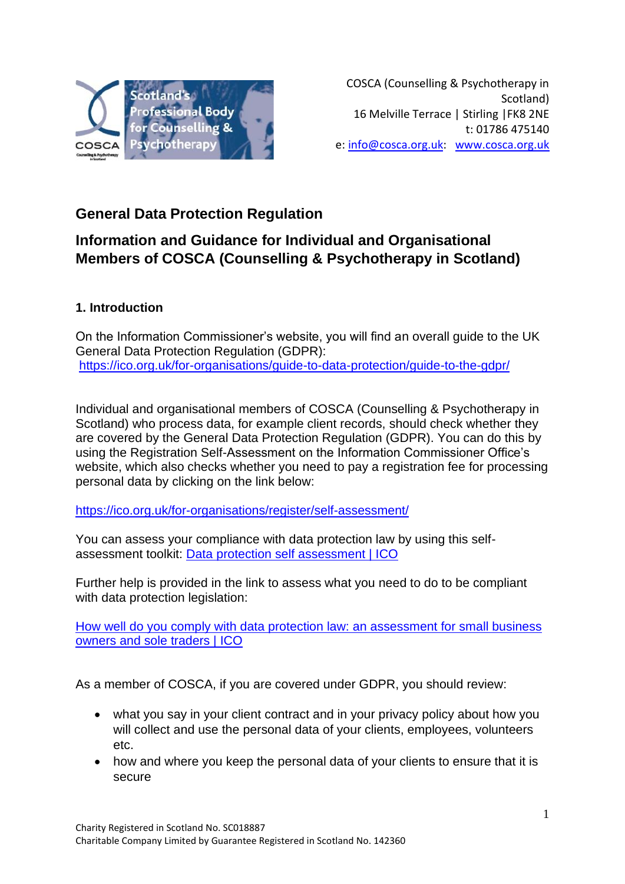COSCA (Counselling & Psychotherapy in Scotland)
16 Melville Terrace | Stirling |FK8 2NE
t: 01786 475140
e: info@cosca.org.uk: www.cosca.org.uk

## General Data Protection Regulation

## Information and Guidance for Individual and Organisational Members of COSCA (Counselling & Psychotherapy in Scotland)

### 1. Introduction

On the Information Commissioner's website, you will find an overall guide to the UK General Data Protection Regulation (GDPR):
https://ico.org.uk/for-organisations/guide-to-data-protection/guide-to-the-gdpr/

Individual and organisational members of COSCA (Counselling & Psychotherapy in Scotland) who process data, for example client records, should check whether they are covered by the General Data Protection Regulation (GDPR). You can do this by using the Registration Self-Assessment on the Information Commissioner Office's website, which also checks whether you need to pay a registration fee for processing personal data by clicking on the link below:

https://ico.org.uk/for-organisations/register/self-assessment/

You can assess your compliance with data protection law by using this self-assessment toolkit: Data protection self assessment | ICO

Further help is provided in the link to assess what you need to do to be compliant with data protection legislation:

How well do you comply with data protection law: an assessment for small business owners and sole traders | ICO

As a member of COSCA, if you are covered under GDPR, you should review:

- what you say in your client contract and in your privacy policy about how you will collect and use the personal data of your clients, employees, volunteers etc.
- how and where you keep the personal data of your clients to ensure that it is secure

Charity Registered in Scotland No. SC018887
Charitable Company Limited by Guarantee Registered in Scotland No. 142360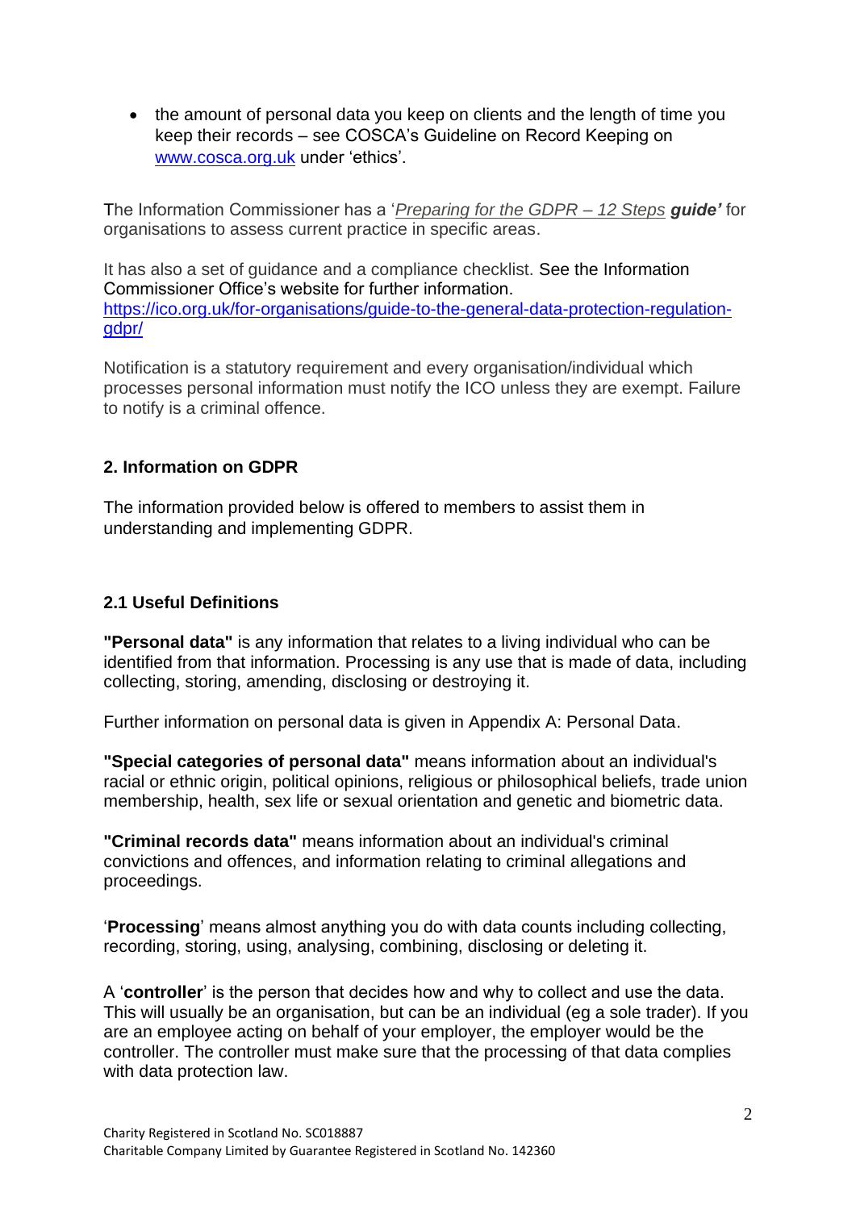- the amount of personal data you keep on clients and the length of time you keep their records – see COSCA's Guideline on Record Keeping on www.cosca.org.uk under 'ethics'.

The Information Commissioner has a '*Preparing for the GDPR – 12 Steps* ***guide'*** for organisations to assess current practice in specific areas.

It has also a set of guidance and a compliance checklist. See the Information Commissioner Office's website for further information. https://ico.org.uk/for-organisations/guide-to-the-general-data-protection-regulation-gdpr/

Notification is a statutory requirement and every organisation/individual which processes personal information must notify the ICO unless they are exempt. Failure to notify is a criminal offence.

## 2. Information on GDPR

The information provided below is offered to members to assist them in understanding and implementing GDPR.

### 2.1 Useful Definitions

**"Personal data"** is any information that relates to a living individual who can be identified from that information. Processing is any use that is made of data, including collecting, storing, amending, disclosing or destroying it.

Further information on personal data is given in Appendix A: Personal Data.

**"Special categories of personal data"** means information about an individual's racial or ethnic origin, political opinions, religious or philosophical beliefs, trade union membership, health, sex life or sexual orientation and genetic and biometric data.

**"Criminal records data"** means information about an individual's criminal convictions and offences, and information relating to criminal allegations and proceedings.

'**Processing**' means almost anything you do with data counts including collecting, recording, storing, using, analysing, combining, disclosing or deleting it.

A '**controller**' is the person that decides how and why to collect and use the data. This will usually be an organisation, but can be an individual (eg a sole trader). If you are an employee acting on behalf of your employer, the employer would be the controller. The controller must make sure that the processing of that data complies with data protection law.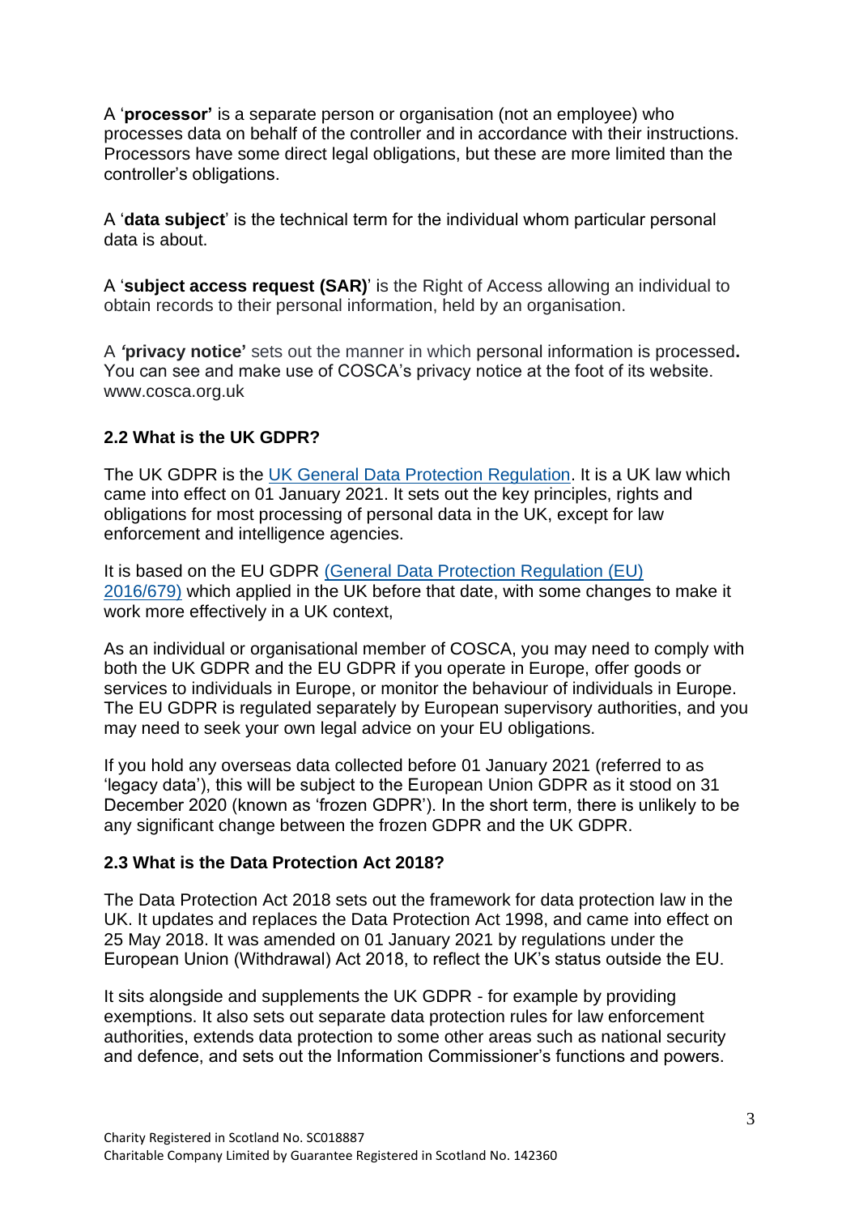A '**processor'** is a separate person or organisation (not an employee) who processes data on behalf of the controller and in accordance with their instructions. Processors have some direct legal obligations, but these are more limited than the controller's obligations.

A '**data subject**' is the technical term for the individual whom particular personal data is about.

A '**subject access request (SAR)**' is the Right of Access allowing an individual to obtain records to their personal information, held by an organisation.

A ***'*privacy notice'** sets out the manner in which personal information is processed**.** You can see and make use of COSCA's privacy notice at the foot of its website. www.cosca.org.uk

### 2.2 What is the UK GDPR?

The UK GDPR is the UK General Data Protection Regulation. It is a UK law which came into effect on 01 January 2021. It sets out the key principles, rights and obligations for most processing of personal data in the UK, except for law enforcement and intelligence agencies.

It is based on the EU GDPR (General Data Protection Regulation (EU) 2016/679) which applied in the UK before that date, with some changes to make it work more effectively in a UK context,

As an individual or organisational member of COSCA, you may need to comply with both the UK GDPR and the EU GDPR if you operate in Europe, offer goods or services to individuals in Europe, or monitor the behaviour of individuals in Europe. The EU GDPR is regulated separately by European supervisory authorities, and you may need to seek your own legal advice on your EU obligations.

If you hold any overseas data collected before 01 January 2021 (referred to as 'legacy data'), this will be subject to the European Union GDPR as it stood on 31 December 2020 (known as 'frozen GDPR'). In the short term, there is unlikely to be any significant change between the frozen GDPR and the UK GDPR.

### 2.3 What is the Data Protection Act 2018?

The Data Protection Act 2018 sets out the framework for data protection law in the UK. It updates and replaces the Data Protection Act 1998, and came into effect on 25 May 2018. It was amended on 01 January 2021 by regulations under the European Union (Withdrawal) Act 2018, to reflect the UK's status outside the EU.

It sits alongside and supplements the UK GDPR - for example by providing exemptions. It also sets out separate data protection rules for law enforcement authorities, extends data protection to some other areas such as national security and defence, and sets out the Information Commissioner's functions and powers.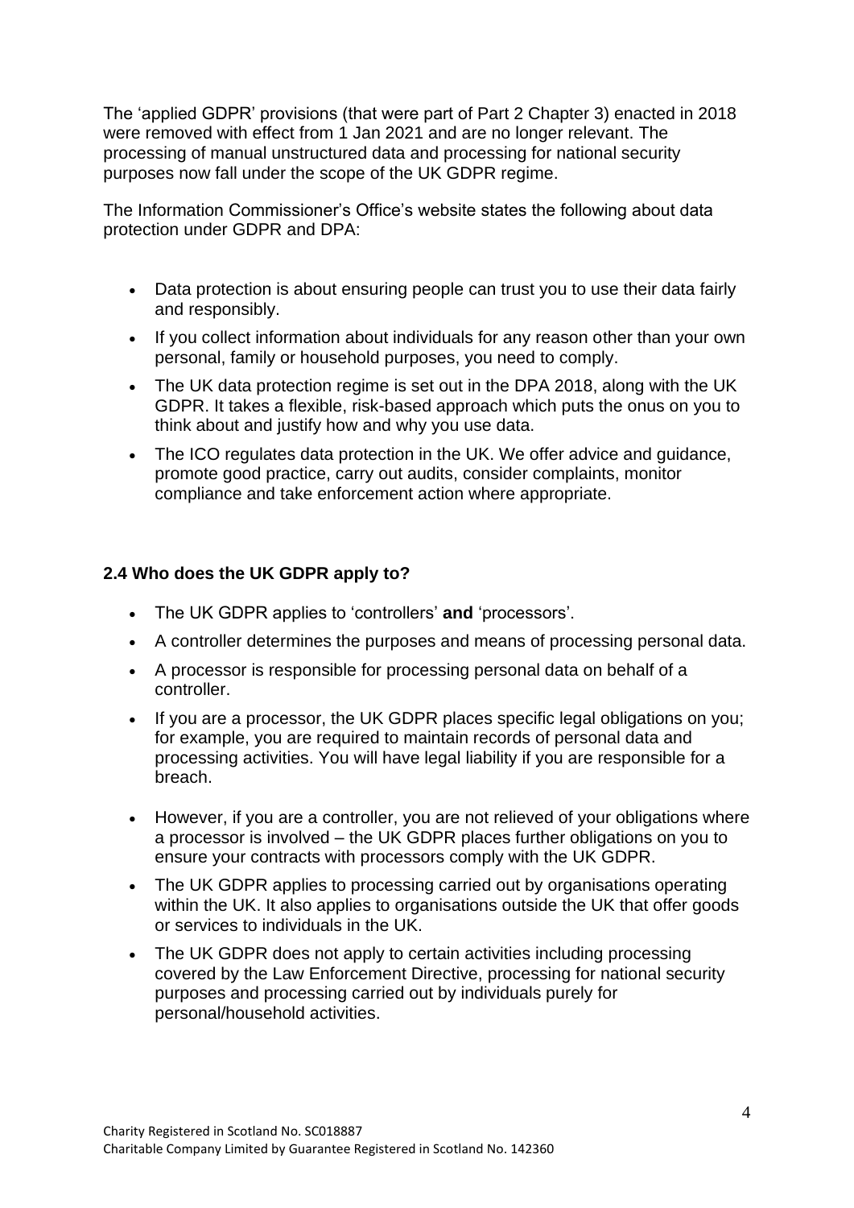The 'applied GDPR' provisions (that were part of Part 2 Chapter 3) enacted in 2018 were removed with effect from 1 Jan 2021 and are no longer relevant. The processing of manual unstructured data and processing for national security purposes now fall under the scope of the UK GDPR regime.

The Information Commissioner's Office's website states the following about data protection under GDPR and DPA:

- Data protection is about ensuring people can trust you to use their data fairly and responsibly.
- If you collect information about individuals for any reason other than your own personal, family or household purposes, you need to comply.
- The UK data protection regime is set out in the DPA 2018, along with the UK GDPR. It takes a flexible, risk-based approach which puts the onus on you to think about and justify how and why you use data.
- The ICO regulates data protection in the UK. We offer advice and guidance, promote good practice, carry out audits, consider complaints, monitor compliance and take enforcement action where appropriate.

### 2.4 Who does the UK GDPR apply to?

- The UK GDPR applies to 'controllers' **and** 'processors'.
- A controller determines the purposes and means of processing personal data.
- A processor is responsible for processing personal data on behalf of a controller.
- If you are a processor, the UK GDPR places specific legal obligations on you; for example, you are required to maintain records of personal data and processing activities. You will have legal liability if you are responsible for a breach.
- However, if you are a controller, you are not relieved of your obligations where a processor is involved – the UK GDPR places further obligations on you to ensure your contracts with processors comply with the UK GDPR.
- The UK GDPR applies to processing carried out by organisations operating within the UK. It also applies to organisations outside the UK that offer goods or services to individuals in the UK.
- The UK GDPR does not apply to certain activities including processing covered by the Law Enforcement Directive, processing for national security purposes and processing carried out by individuals purely for personal/household activities.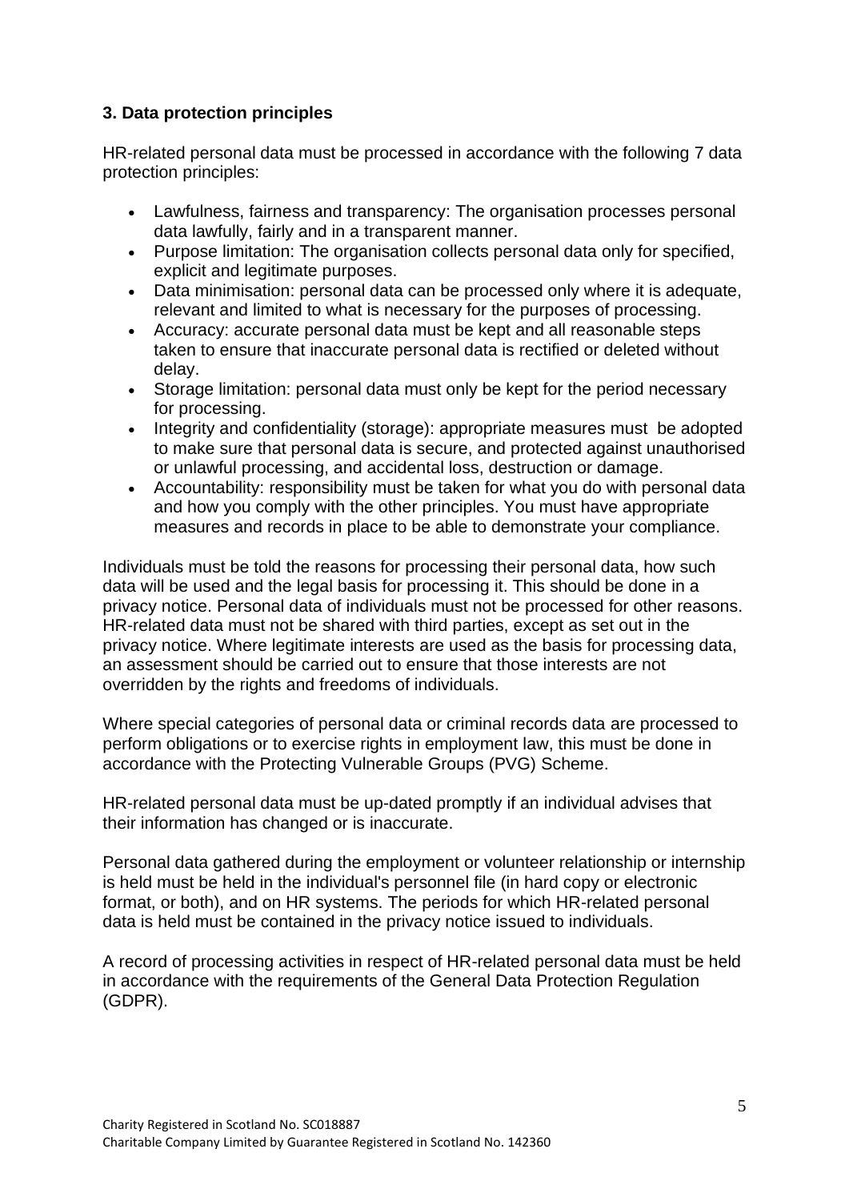### 3. Data protection principles

HR-related personal data must be processed in accordance with the following 7 data protection principles:

- Lawfulness, fairness and transparency: The organisation processes personal data lawfully, fairly and in a transparent manner.
- Purpose limitation: The organisation collects personal data only for specified, explicit and legitimate purposes.
- Data minimisation: personal data can be processed only where it is adequate, relevant and limited to what is necessary for the purposes of processing.
- Accuracy: accurate personal data must be kept and all reasonable steps taken to ensure that inaccurate personal data is rectified or deleted without delay.
- Storage limitation: personal data must only be kept for the period necessary for processing.
- Integrity and confidentiality (storage): appropriate measures must be adopted to make sure that personal data is secure, and protected against unauthorised or unlawful processing, and accidental loss, destruction or damage.
- Accountability: responsibility must be taken for what you do with personal data and how you comply with the other principles. You must have appropriate measures and records in place to be able to demonstrate your compliance.

Individuals must be told the reasons for processing their personal data, how such data will be used and the legal basis for processing it. This should be done in a privacy notice. Personal data of individuals must not be processed for other reasons. HR-related data must not be shared with third parties, except as set out in the privacy notice. Where legitimate interests are used as the basis for processing data, an assessment should be carried out to ensure that those interests are not overridden by the rights and freedoms of individuals.

Where special categories of personal data or criminal records data are processed to perform obligations or to exercise rights in employment law, this must be done in accordance with the Protecting Vulnerable Groups (PVG) Scheme.

HR-related personal data must be up-dated promptly if an individual advises that their information has changed or is inaccurate.

Personal data gathered during the employment or volunteer relationship or internship is held must be held in the individual's personnel file (in hard copy or electronic format, or both), and on HR systems. The periods for which HR-related personal data is held must be contained in the privacy notice issued to individuals.

A record of processing activities in respect of HR-related personal data must be held in accordance with the requirements of the General Data Protection Regulation (GDPR).

Charity Registered in Scotland No. SC018887
Charitable Company Limited by Guarantee Registered in Scotland No. 142360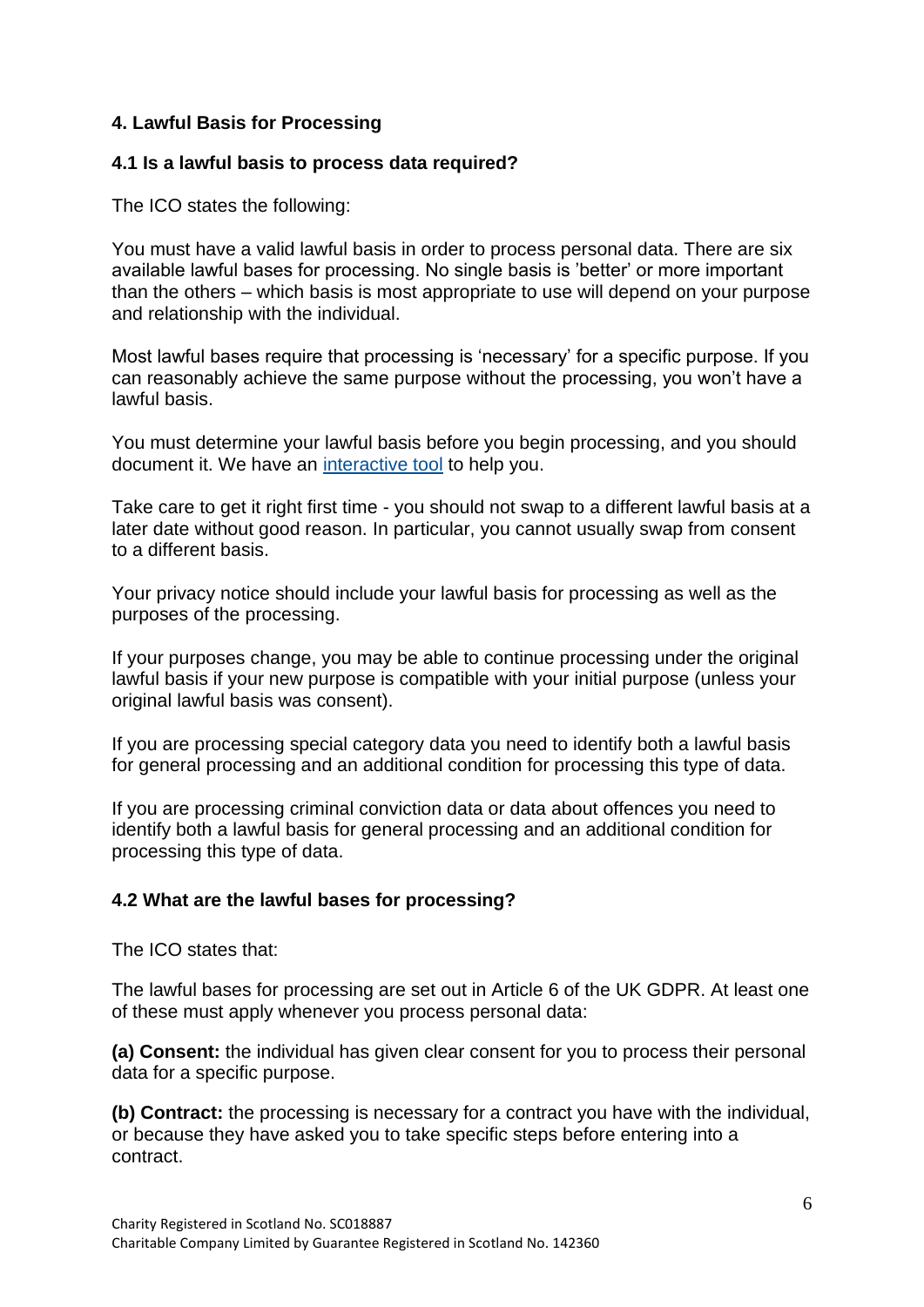## 4. Lawful Basis for Processing

### 4.1 Is a lawful basis to process data required?

The ICO states the following:

You must have a valid lawful basis in order to process personal data. There are six available lawful bases for processing. No single basis is 'better' or more important than the others – which basis is most appropriate to use will depend on your purpose and relationship with the individual.

Most lawful bases require that processing is 'necessary' for a specific purpose. If you can reasonably achieve the same purpose without the processing, you won't have a lawful basis.

You must determine your lawful basis before you begin processing, and you should document it. We have an interactive tool to help you.

Take care to get it right first time - you should not swap to a different lawful basis at a later date without good reason. In particular, you cannot usually swap from consent to a different basis.

Your privacy notice should include your lawful basis for processing as well as the purposes of the processing.

If your purposes change, you may be able to continue processing under the original lawful basis if your new purpose is compatible with your initial purpose (unless your original lawful basis was consent).

If you are processing special category data you need to identify both a lawful basis for general processing and an additional condition for processing this type of data.

If you are processing criminal conviction data or data about offences you need to identify both a lawful basis for general processing and an additional condition for processing this type of data.

### 4.2 What are the lawful bases for processing?

The ICO states that:

The lawful bases for processing are set out in Article 6 of the UK GDPR. At least one of these must apply whenever you process personal data:

**(a) Consent:** the individual has given clear consent for you to process their personal data for a specific purpose.

**(b) Contract:** the processing is necessary for a contract you have with the individual, or because they have asked you to take specific steps before entering into a contract.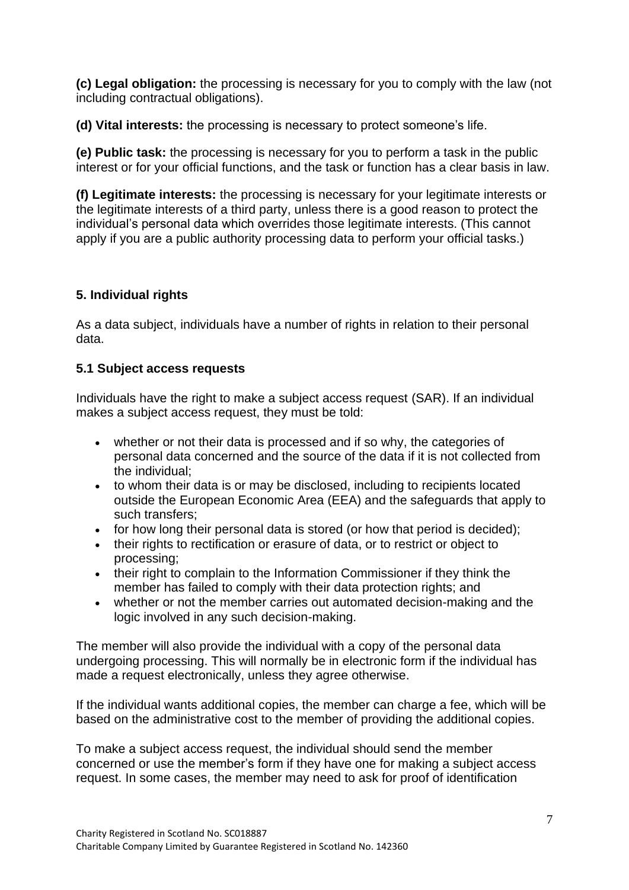**(c) Legal obligation:** the processing is necessary for you to comply with the law (not including contractual obligations).

**(d) Vital interests:** the processing is necessary to protect someone's life.

**(e) Public task:** the processing is necessary for you to perform a task in the public interest or for your official functions, and the task or function has a clear basis in law.

**(f) Legitimate interests:** the processing is necessary for your legitimate interests or the legitimate interests of a third party, unless there is a good reason to protect the individual's personal data which overrides those legitimate interests. (This cannot apply if you are a public authority processing data to perform your official tasks.)

## 5. Individual rights

As a data subject, individuals have a number of rights in relation to their personal data.

### 5.1 Subject access requests

Individuals have the right to make a subject access request (SAR). If an individual makes a subject access request, they must be told:

- whether or not their data is processed and if so why, the categories of personal data concerned and the source of the data if it is not collected from the individual;
- to whom their data is or may be disclosed, including to recipients located outside the European Economic Area (EEA) and the safeguards that apply to such transfers;
- for how long their personal data is stored (or how that period is decided);
- their rights to rectification or erasure of data, or to restrict or object to processing;
- their right to complain to the Information Commissioner if they think the member has failed to comply with their data protection rights; and
- whether or not the member carries out automated decision-making and the logic involved in any such decision-making.

The member will also provide the individual with a copy of the personal data undergoing processing. This will normally be in electronic form if the individual has made a request electronically, unless they agree otherwise.

If the individual wants additional copies, the member can charge a fee, which will be based on the administrative cost to the member of providing the additional copies.

To make a subject access request, the individual should send the member concerned or use the member's form if they have one for making a subject access request. In some cases, the member may need to ask for proof of identification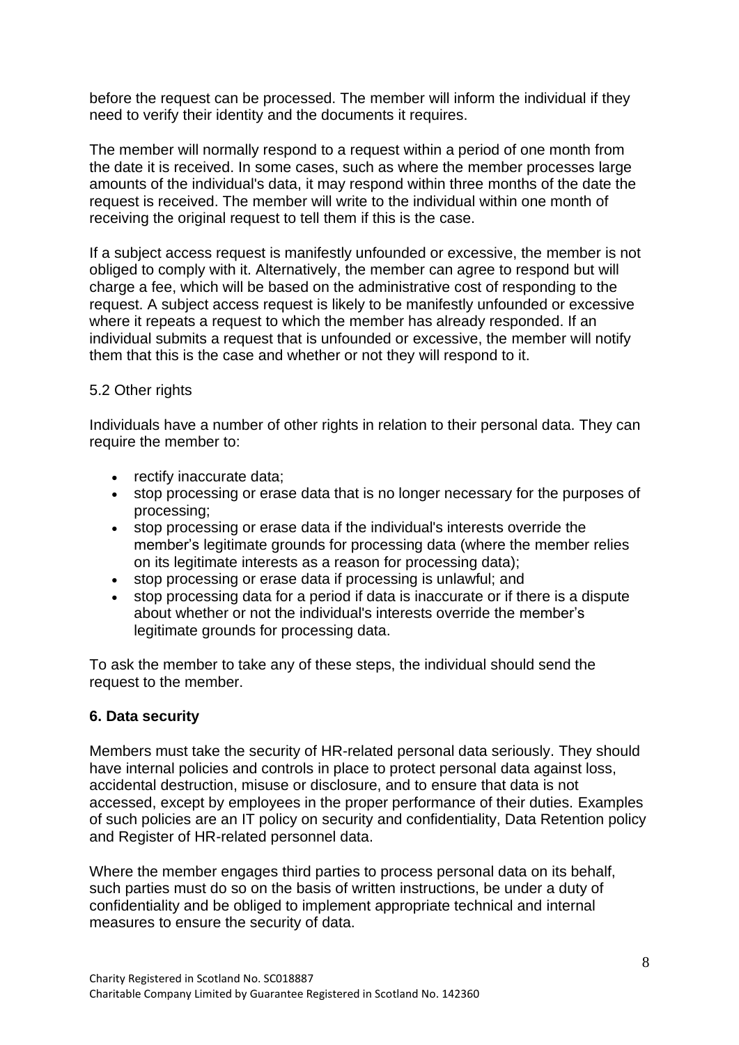before the request can be processed. The member will inform the individual if they need to verify their identity and the documents it requires.

The member will normally respond to a request within a period of one month from the date it is received. In some cases, such as where the member processes large amounts of the individual's data, it may respond within three months of the date the request is received. The member will write to the individual within one month of receiving the original request to tell them if this is the case.

If a subject access request is manifestly unfounded or excessive, the member is not obliged to comply with it. Alternatively, the member can agree to respond but will charge a fee, which will be based on the administrative cost of responding to the request. A subject access request is likely to be manifestly unfounded or excessive where it repeats a request to which the member has already responded. If an individual submits a request that is unfounded or excessive, the member will notify them that this is the case and whether or not they will respond to it.

5.2 Other rights

Individuals have a number of other rights in relation to their personal data. They can require the member to:

- rectify inaccurate data;
- stop processing or erase data that is no longer necessary for the purposes of processing;
- stop processing or erase data if the individual's interests override the member's legitimate grounds for processing data (where the member relies on its legitimate interests as a reason for processing data);
- stop processing or erase data if processing is unlawful; and
- stop processing data for a period if data is inaccurate or if there is a dispute about whether or not the individual's interests override the member's legitimate grounds for processing data.

To ask the member to take any of these steps, the individual should send the request to the member.

## 6. Data security

Members must take the security of HR-related personal data seriously. They should have internal policies and controls in place to protect personal data against loss, accidental destruction, misuse or disclosure, and to ensure that data is not accessed, except by employees in the proper performance of their duties. Examples of such policies are an IT policy on security and confidentiality, Data Retention policy and Register of HR-related personnel data.

Where the member engages third parties to process personal data on its behalf, such parties must do so on the basis of written instructions, be under a duty of confidentiality and be obliged to implement appropriate technical and internal measures to ensure the security of data.

Charity Registered in Scotland No. SC018887
Charitable Company Limited by Guarantee Registered in Scotland No. 142360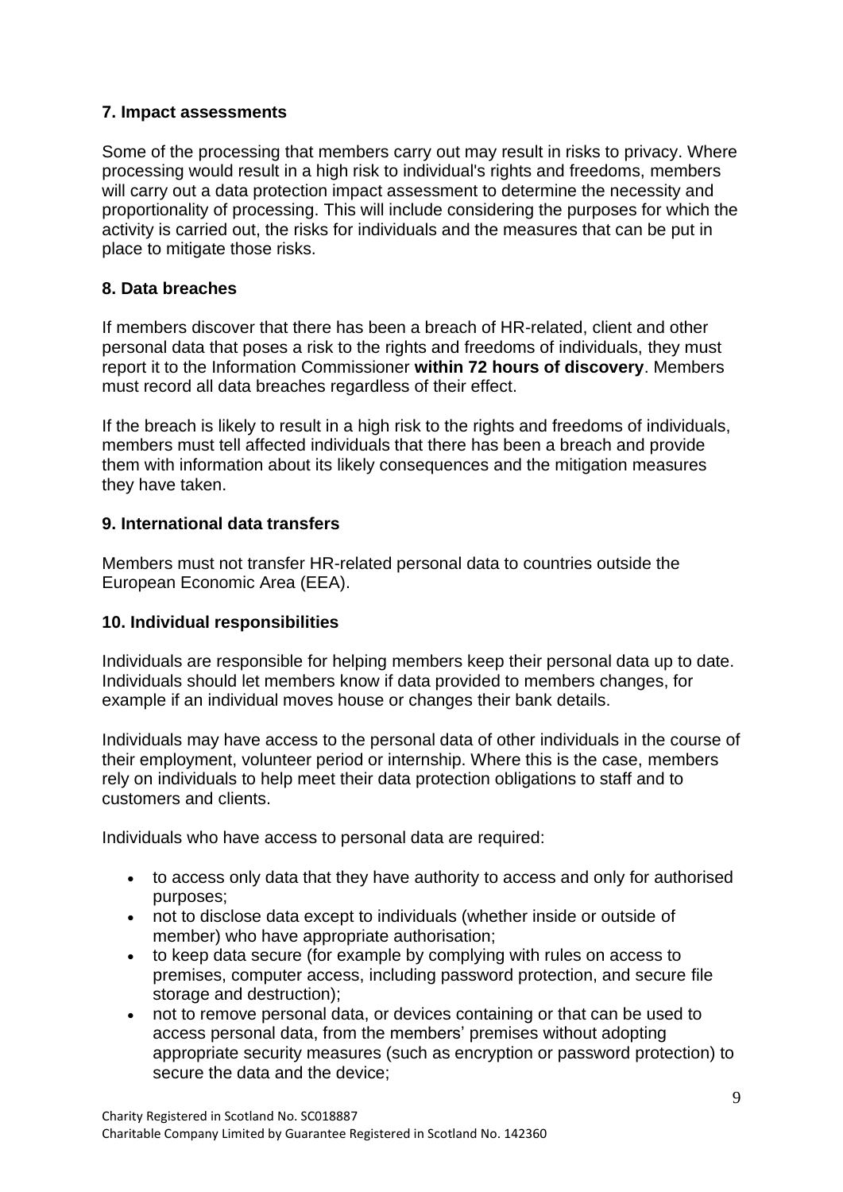## 7. Impact assessments

Some of the processing that members carry out may result in risks to privacy. Where processing would result in a high risk to individual's rights and freedoms, members will carry out a data protection impact assessment to determine the necessity and proportionality of processing. This will include considering the purposes for which the activity is carried out, the risks for individuals and the measures that can be put in place to mitigate those risks.

## 8. Data breaches

If members discover that there has been a breach of HR-related, client and other personal data that poses a risk to the rights and freedoms of individuals, they must report it to the Information Commissioner **within 72 hours of discovery**. Members must record all data breaches regardless of their effect.

If the breach is likely to result in a high risk to the rights and freedoms of individuals, members must tell affected individuals that there has been a breach and provide them with information about its likely consequences and the mitigation measures they have taken.

## 9. International data transfers

Members must not transfer HR-related personal data to countries outside the European Economic Area (EEA).

## 10. Individual responsibilities

Individuals are responsible for helping members keep their personal data up to date. Individuals should let members know if data provided to members changes, for example if an individual moves house or changes their bank details.

Individuals may have access to the personal data of other individuals in the course of their employment, volunteer period or internship. Where this is the case, members rely on individuals to help meet their data protection obligations to staff and to customers and clients.

Individuals who have access to personal data are required:

- to access only data that they have authority to access and only for authorised purposes;
- not to disclose data except to individuals (whether inside or outside of member) who have appropriate authorisation;
- to keep data secure (for example by complying with rules on access to premises, computer access, including password protection, and secure file storage and destruction);
- not to remove personal data, or devices containing or that can be used to access personal data, from the members' premises without adopting appropriate security measures (such as encryption or password protection) to secure the data and the device;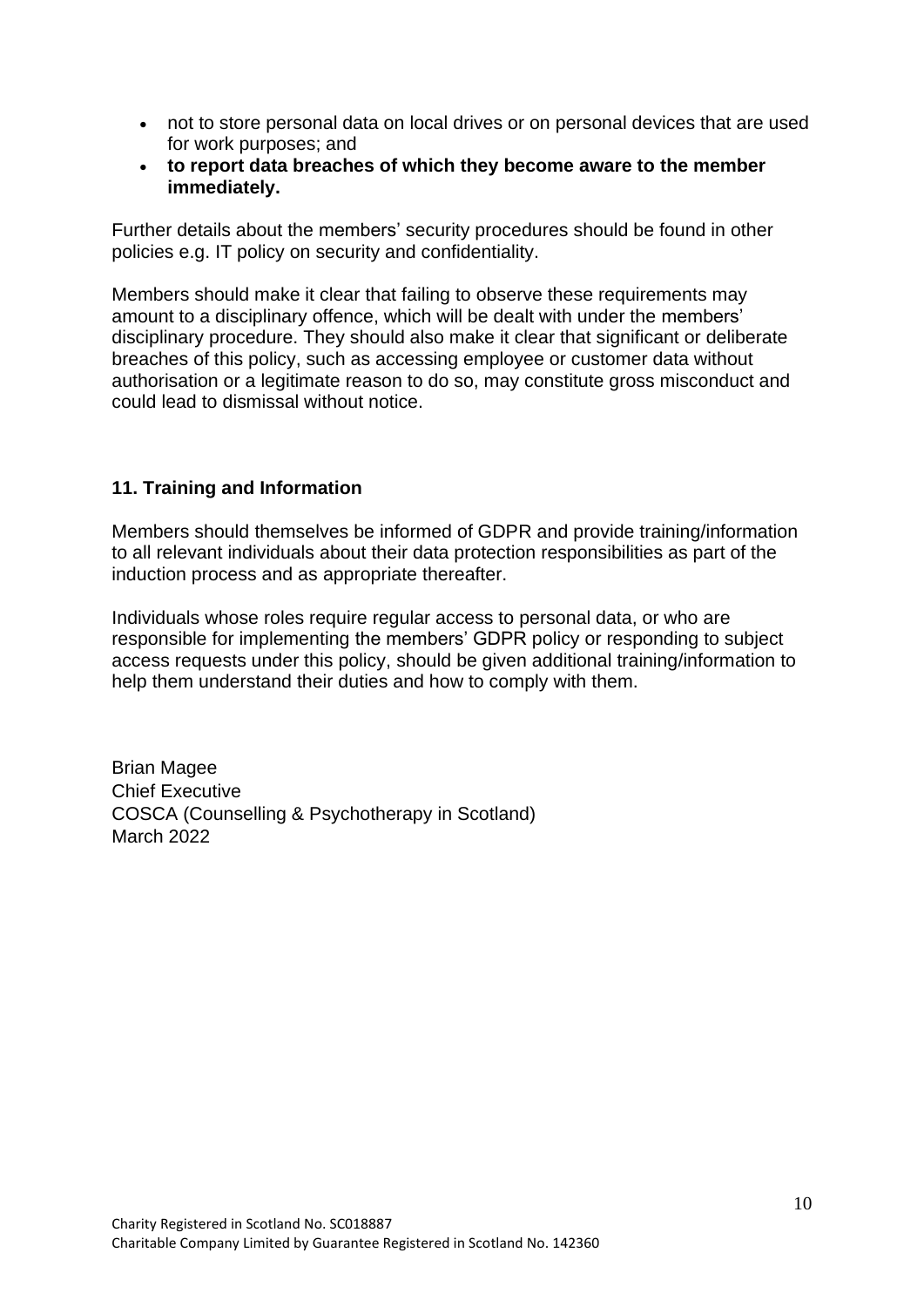- not to store personal data on local drives or on personal devices that are used for work purposes; and
- **to report data breaches of which they become aware to the member immediately.**

Further details about the members' security procedures should be found in other policies e.g. IT policy on security and confidentiality.

Members should make it clear that failing to observe these requirements may amount to a disciplinary offence, which will be dealt with under the members' disciplinary procedure. They should also make it clear that significant or deliberate breaches of this policy, such as accessing employee or customer data without authorisation or a legitimate reason to do so, may constitute gross misconduct and could lead to dismissal without notice.

## 11. Training and Information

Members should themselves be informed of GDPR and provide training/information to all relevant individuals about their data protection responsibilities as part of the induction process and as appropriate thereafter.

Individuals whose roles require regular access to personal data, or who are responsible for implementing the members' GDPR policy or responding to subject access requests under this policy, should be given additional training/information to help them understand their duties and how to comply with them.

Brian Magee
Chief Executive
COSCA (Counselling & Psychotherapy in Scotland)
March 2022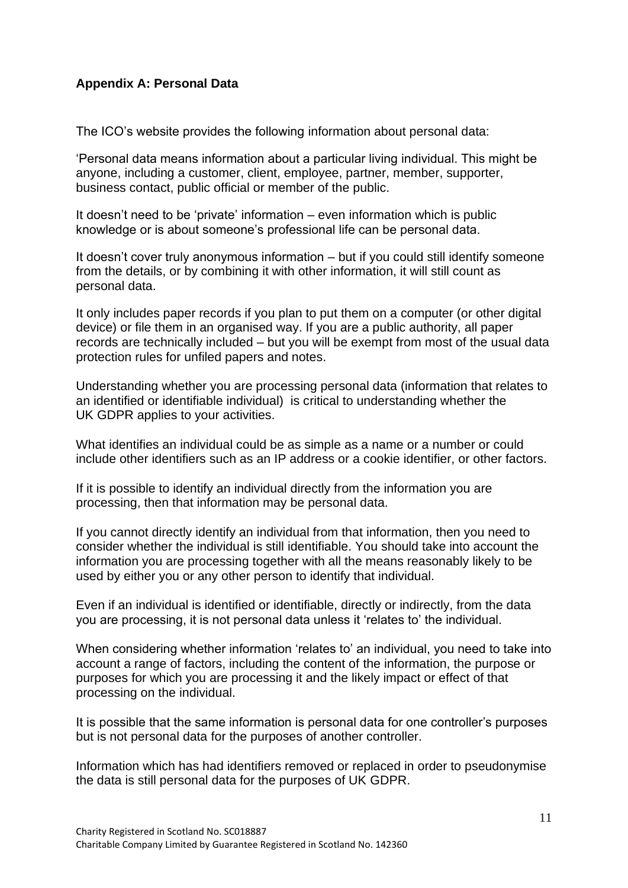**Appendix A: Personal Data**

The ICO's website provides the following information about personal data:

'Personal data means information about a particular living individual. This might be anyone, including a customer, client, employee, partner, member, supporter, business contact, public official or member of the public.

It doesn't need to be 'private' information – even information which is public knowledge or is about someone's professional life can be personal data.

It doesn't cover truly anonymous information – but if you could still identify someone from the details, or by combining it with other information, it will still count as personal data.

It only includes paper records if you plan to put them on a computer (or other digital device) or file them in an organised way. If you are a public authority, all paper records are technically included – but you will be exempt from most of the usual data protection rules for unfiled papers and notes.

Understanding whether you are processing personal data (information that relates to an identified or identifiable individual) is critical to understanding whether the UK GDPR applies to your activities.

What identifies an individual could be as simple as a name or a number or could include other identifiers such as an IP address or a cookie identifier, or other factors.

If it is possible to identify an individual directly from the information you are processing, then that information may be personal data.

If you cannot directly identify an individual from that information, then you need to consider whether the individual is still identifiable. You should take into account the information you are processing together with all the means reasonably likely to be used by either you or any other person to identify that individual.

Even if an individual is identified or identifiable, directly or indirectly, from the data you are processing, it is not personal data unless it 'relates to' the individual.

When considering whether information 'relates to' an individual, you need to take into account a range of factors, including the content of the information, the purpose or purposes for which you are processing it and the likely impact or effect of that processing on the individual.

It is possible that the same information is personal data for one controller's purposes but is not personal data for the purposes of another controller.

Information which has had identifiers removed or replaced in order to pseudonymise the data is still personal data for the purposes of UK GDPR.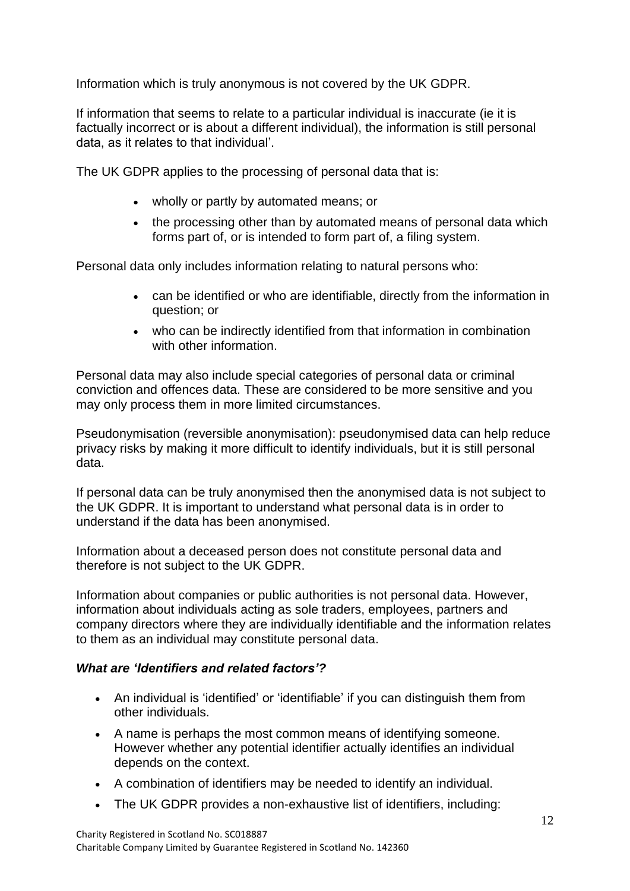Information which is truly anonymous is not covered by the UK GDPR.

If information that seems to relate to a particular individual is inaccurate (ie it is factually incorrect or is about a different individual), the information is still personal data, as it relates to that individual'.

The UK GDPR applies to the processing of personal data that is:

- wholly or partly by automated means; or
- the processing other than by automated means of personal data which forms part of, or is intended to form part of, a filing system.

Personal data only includes information relating to natural persons who:

- can be identified or who are identifiable, directly from the information in question; or
- who can be indirectly identified from that information in combination with other information.

Personal data may also include special categories of personal data or criminal conviction and offences data. These are considered to be more sensitive and you may only process them in more limited circumstances.

Pseudonymisation (reversible anonymisation): pseudonymised data can help reduce privacy risks by making it more difficult to identify individuals, but it is still personal data.

If personal data can be truly anonymised then the anonymised data is not subject to the UK GDPR. It is important to understand what personal data is in order to understand if the data has been anonymised.

Information about a deceased person does not constitute personal data and therefore is not subject to the UK GDPR.

Information about companies or public authorities is not personal data. However, information about individuals acting as sole traders, employees, partners and company directors where they are individually identifiable and the information relates to them as an individual may constitute personal data.

***What are 'Identifiers and related factors'?***

- An individual is 'identified' or 'identifiable' if you can distinguish them from other individuals.
- A name is perhaps the most common means of identifying someone. However whether any potential identifier actually identifies an individual depends on the context.
- A combination of identifiers may be needed to identify an individual.
- The UK GDPR provides a non-exhaustive list of identifiers, including: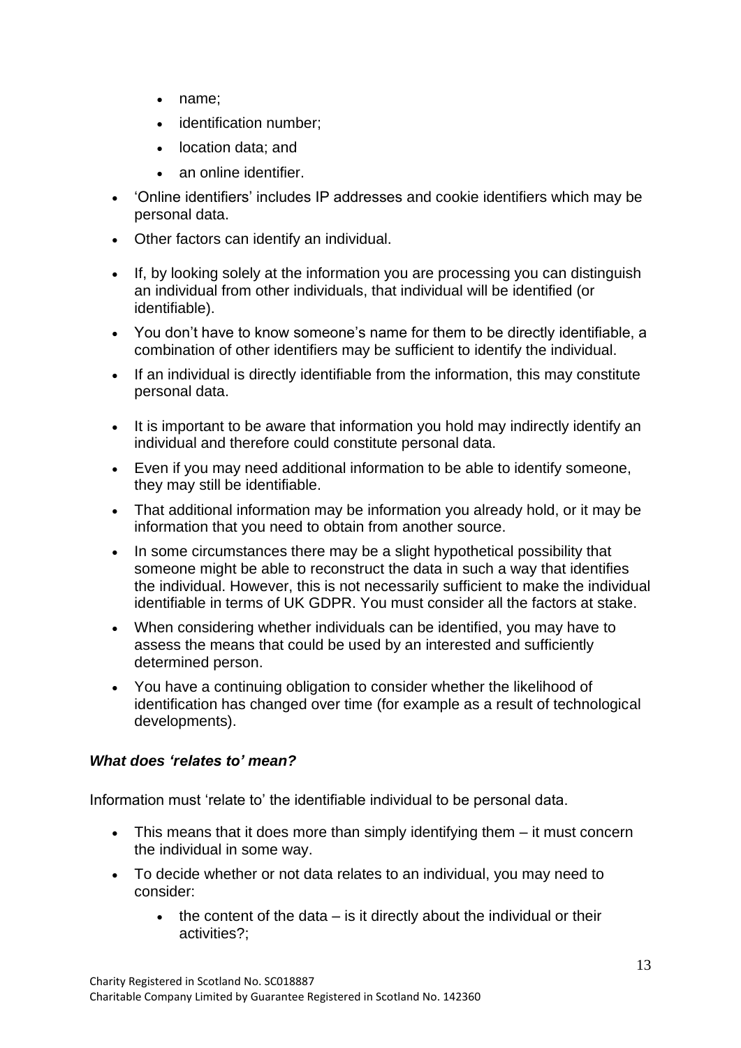- name;
    - identification number;
    - location data; and
    - an online identifier.
- 'Online identifiers' includes IP addresses and cookie identifiers which may be personal data.
- Other factors can identify an individual.
- If, by looking solely at the information you are processing you can distinguish an individual from other individuals, that individual will be identified (or identifiable).
- You don't have to know someone's name for them to be directly identifiable, a combination of other identifiers may be sufficient to identify the individual.
- If an individual is directly identifiable from the information, this may constitute personal data.
- It is important to be aware that information you hold may indirectly identify an individual and therefore could constitute personal data.
- Even if you may need additional information to be able to identify someone, they may still be identifiable.
- That additional information may be information you already hold, or it may be information that you need to obtain from another source.
- In some circumstances there may be a slight hypothetical possibility that someone might be able to reconstruct the data in such a way that identifies the individual. However, this is not necessarily sufficient to make the individual identifiable in terms of UK GDPR. You must consider all the factors at stake.
- When considering whether individuals can be identified, you may have to assess the means that could be used by an interested and sufficiently determined person.
- You have a continuing obligation to consider whether the likelihood of identification has changed over time (for example as a result of technological developments).

### *What does 'relates to' mean?*

Information must 'relate to' the identifiable individual to be personal data.

- This means that it does more than simply identifying them – it must concern the individual in some way.
- To decide whether or not data relates to an individual, you may need to consider:
    - the content of the data – is it directly about the individual or their activities?;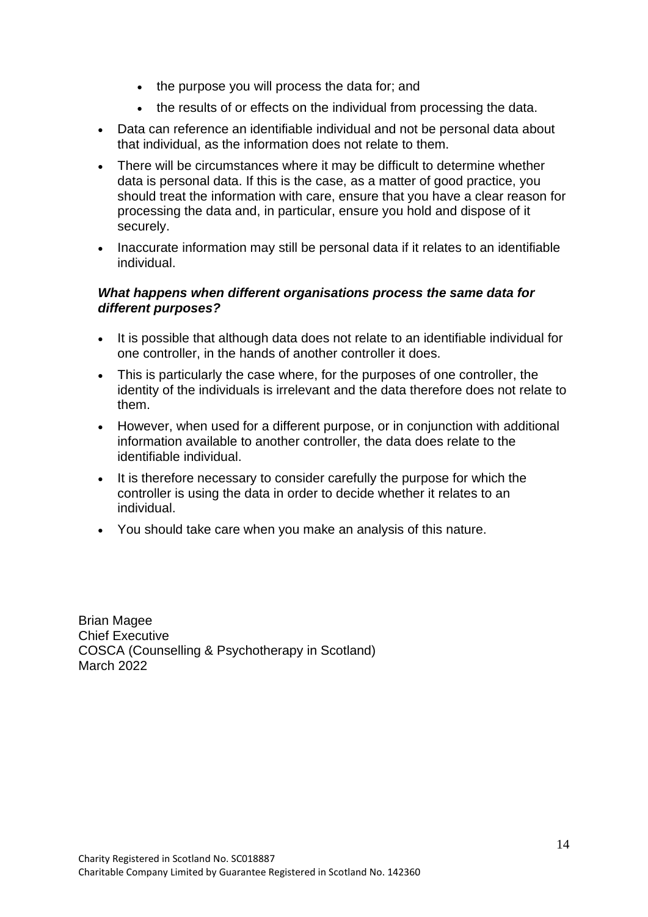- the purpose you will process the data for; and
  - the results of or effects on the individual from processing the data.

- Data can reference an identifiable individual and not be personal data about that individual, as the information does not relate to them.
- There will be circumstances where it may be difficult to determine whether data is personal data. If this is the case, as a matter of good practice, you should treat the information with care, ensure that you have a clear reason for processing the data and, in particular, ensure you hold and dispose of it securely.
- Inaccurate information may still be personal data if it relates to an identifiable individual.

***What happens when different organisations process the same data for different purposes?***

- It is possible that although data does not relate to an identifiable individual for one controller, in the hands of another controller it does.
- This is particularly the case where, for the purposes of one controller, the identity of the individuals is irrelevant and the data therefore does not relate to them.
- However, when used for a different purpose, or in conjunction with additional information available to another controller, the data does relate to the identifiable individual.
- It is therefore necessary to consider carefully the purpose for which the controller is using the data in order to decide whether it relates to an individual.
- You should take care when you make an analysis of this nature.

Brian Magee
Chief Executive
COSCA (Counselling & Psychotherapy in Scotland)
March 2022

Charity Registered in Scotland No. SC018887
Charitable Company Limited by Guarantee Registered in Scotland No. 142360